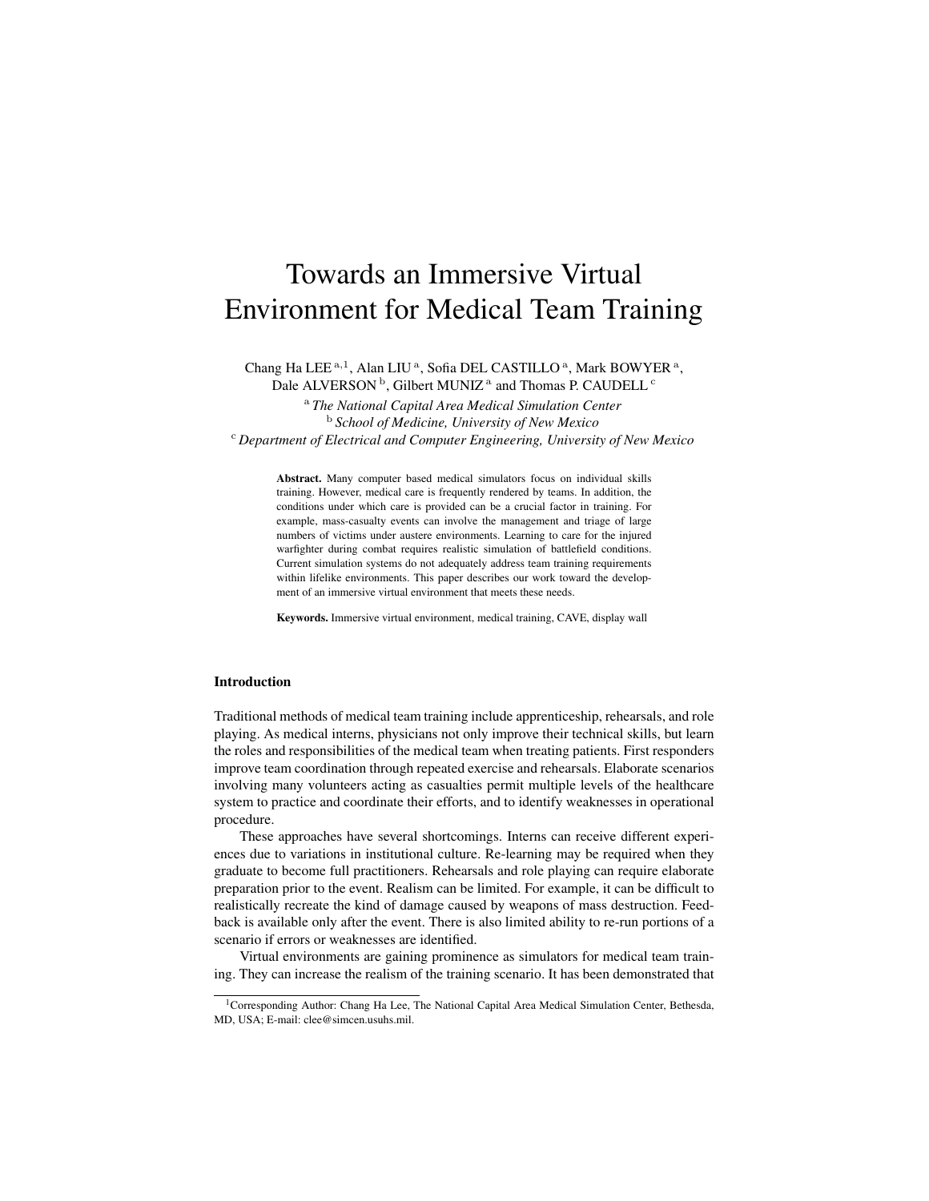# Towards an Immersive Virtual Environment for Medical Team Training

Chang Ha LEE [a,1], Alan LIU [a], Sofia DEL CASTILLO [a], Mark BOWYER [a], Dale ALVERSON [b], Gilbert MUNIZ [a] and Thomas P. CAUDELL [c]

[a] *The National Capital Area Medical Simulation Center*
[b] *School of Medicine, University of New Mexico*
[c] *Department of Electrical and Computer Engineering, University of New Mexico*

**Abstract.** Many computer based medical simulators focus on individual skills training. However, medical care is frequently rendered by teams. In addition, the conditions under which care is provided can be a crucial factor in training. For example, mass-casualty events can involve the management and triage of large numbers of victims under austere environments. Learning to care for the injured warfighter during combat requires realistic simulation of battlefield conditions. Current simulation systems do not adequately address team training requirements within lifelike environments. This paper describes our work toward the development of an immersive virtual environment that meets these needs.

**Keywords.** Immersive virtual environment, medical training, CAVE, display wall

## Introduction

Traditional methods of medical team training include apprenticeship, rehearsals, and role playing. As medical interns, physicians not only improve their technical skills, but learn the roles and responsibilities of the medical team when treating patients. First responders improve team coordination through repeated exercise and rehearsals. Elaborate scenarios involving many volunteers acting as casualties permit multiple levels of the healthcare system to practice and coordinate their efforts, and to identify weaknesses in operational procedure.

These approaches have several shortcomings. Interns can receive different experiences due to variations in institutional culture. Re-learning may be required when they graduate to become full practitioners. Rehearsals and role playing can require elaborate preparation prior to the event. Realism can be limited. For example, it can be difficult to realistically recreate the kind of damage caused by weapons of mass destruction. Feedback is available only after the event. There is also limited ability to re-run portions of a scenario if errors or weaknesses are identified.

Virtual environments are gaining prominence as simulators for medical team training. They can increase the realism of the training scenario. It has been demonstrated that

[1] Corresponding Author: Chang Ha Lee, The National Capital Area Medical Simulation Center, Bethesda, MD, USA; E-mail: clee@simcen.usuhs.mil.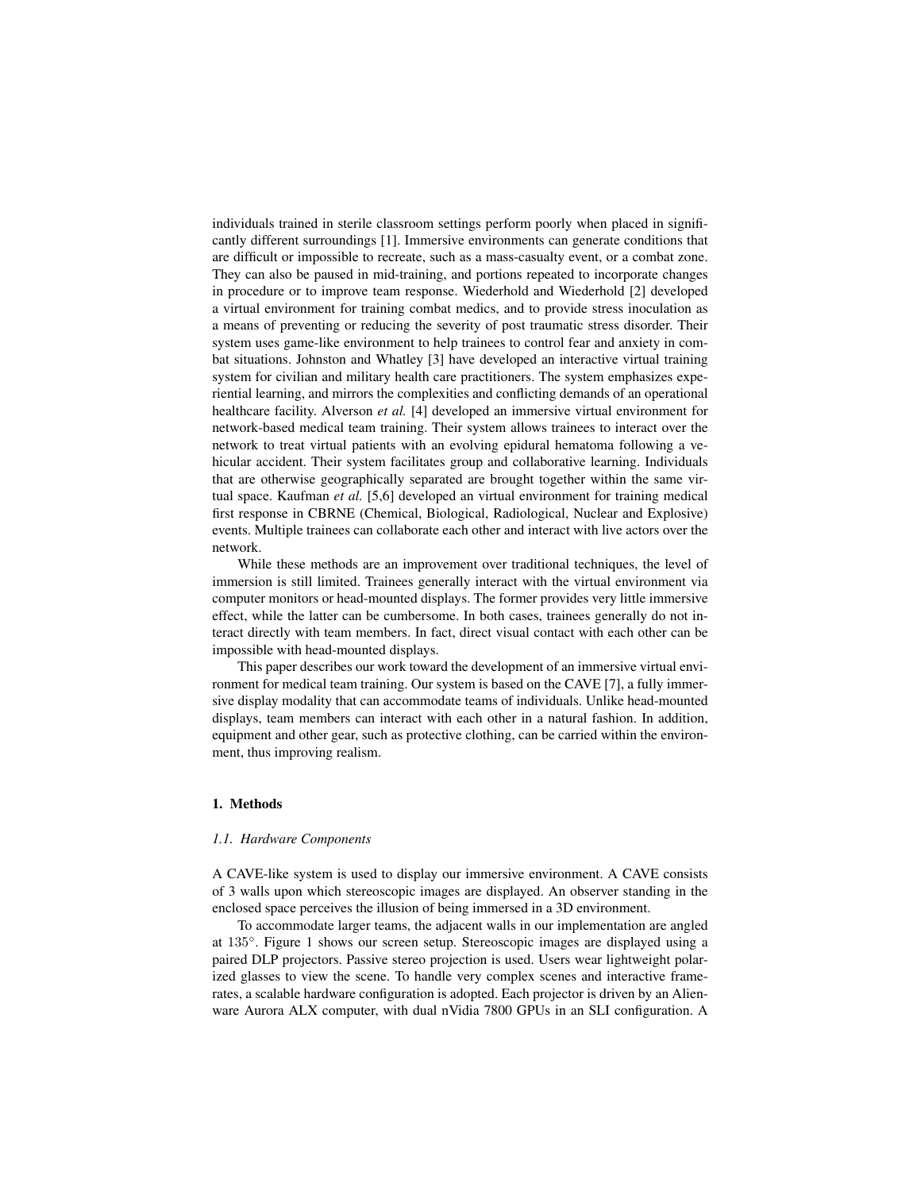individuals trained in sterile classroom settings perform poorly when placed in significantly different surroundings [1]. Immersive environments can generate conditions that are difficult or impossible to recreate, such as a mass-casualty event, or a combat zone. They can also be paused in mid-training, and portions repeated to incorporate changes in procedure or to improve team response. Wiederhold and Wiederhold [2] developed a virtual environment for training combat medics, and to provide stress inoculation as a means of preventing or reducing the severity of post traumatic stress disorder. Their system uses game-like environment to help trainees to control fear and anxiety in combat situations. Johnston and Whatley [3] have developed an interactive virtual training system for civilian and military health care practitioners. The system emphasizes experiential learning, and mirrors the complexities and conflicting demands of an operational healthcare facility. Alverson *et al.* [4] developed an immersive virtual environment for network-based medical team training. Their system allows trainees to interact over the network to treat virtual patients with an evolving epidural hematoma following a vehicular accident. Their system facilitates group and collaborative learning. Individuals that are otherwise geographically separated are brought together within the same virtual space. Kaufman *et al.* [5,6] developed an virtual environment for training medical first response in CBRNE (Chemical, Biological, Radiological, Nuclear and Explosive) events. Multiple trainees can collaborate each other and interact with live actors over the network.

While these methods are an improvement over traditional techniques, the level of immersion is still limited. Trainees generally interact with the virtual environment via computer monitors or head-mounted displays. The former provides very little immersive effect, while the latter can be cumbersome. In both cases, trainees generally do not interact directly with team members. In fact, direct visual contact with each other can be impossible with head-mounted displays.

This paper describes our work toward the development of an immersive virtual environment for medical team training. Our system is based on the CAVE [7], a fully immersive display modality that can accommodate teams of individuals. Unlike head-mounted displays, team members can interact with each other in a natural fashion. In addition, equipment and other gear, such as protective clothing, can be carried within the environment, thus improving realism.

## 1. Methods

### *1.1. Hardware Components*

A CAVE-like system is used to display our immersive environment. A CAVE consists of 3 walls upon which stereoscopic images are displayed. An observer standing in the enclosed space perceives the illusion of being immersed in a 3D environment.

To accommodate larger teams, the adjacent walls in our implementation are angled at $135°$. Figure 1 shows our screen setup. Stereoscopic images are displayed using a paired DLP projectors. Passive stereo projection is used. Users wear lightweight polarized glasses to view the scene. To handle very complex scenes and interactive framerates, a scalable hardware configuration is adopted. Each projector is driven by an Alienware Aurora ALX computer, with dual nVidia 7800 GPUs in an SLI configuration. A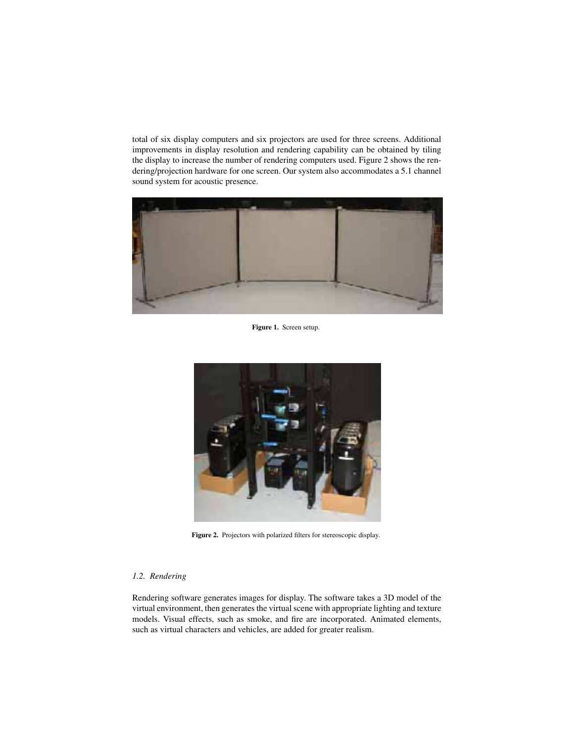total of six display computers and six projectors are used for three screens. Additional improvements in display resolution and rendering capability can be obtained by tiling the display to increase the number of rendering computers used. Figure 2 shows the rendering/projection hardware for one screen. Our system also accommodates a 5.1 channel sound system for acoustic presence.

**Figure 1.** Screen setup.

**Figure 2.** Projectors with polarized filters for stereoscopic display.

### *1.2. Rendering*

Rendering software generates images for display. The software takes a 3D model of the virtual environment, then generates the virtual scene with appropriate lighting and texture models. Visual effects, such as smoke, and fire are incorporated. Animated elements, such as virtual characters and vehicles, are added for greater realism.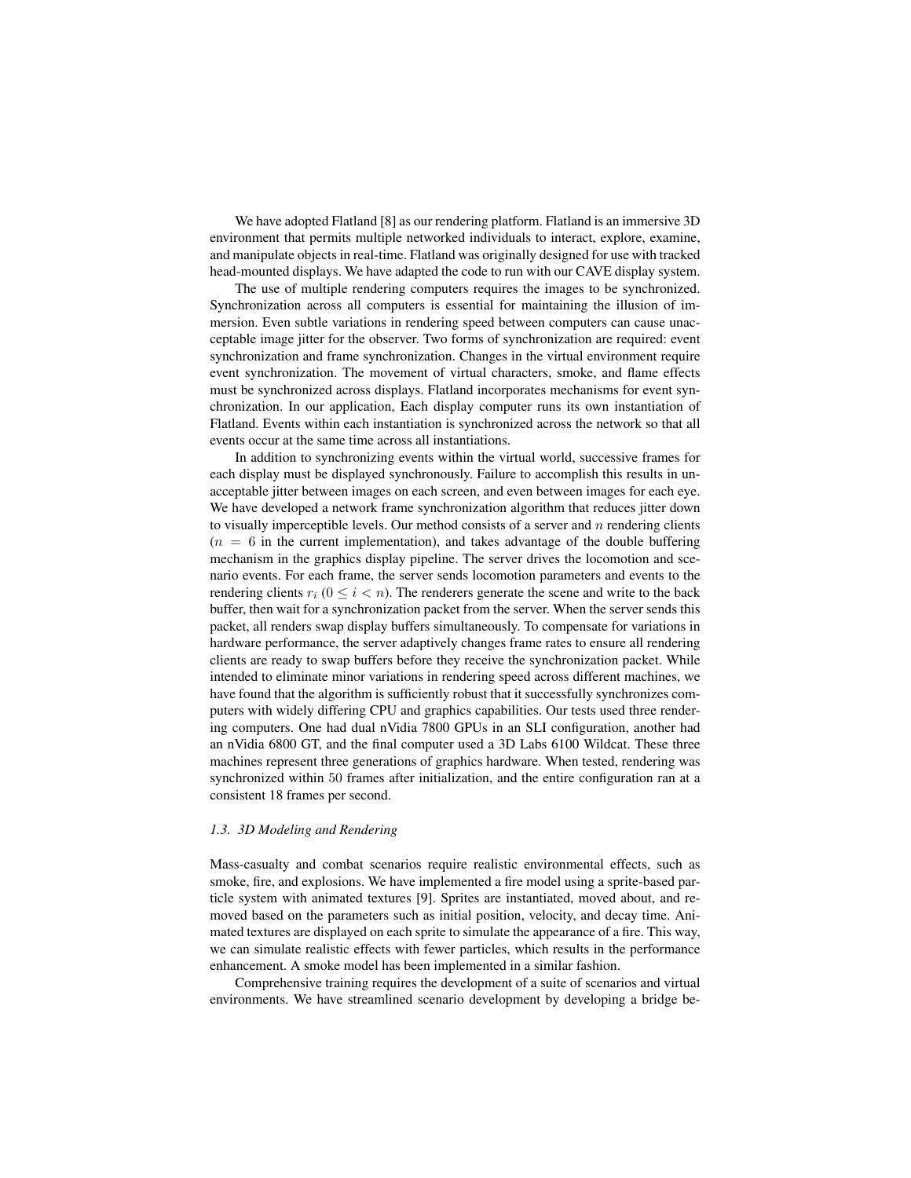We have adopted Flatland [8] as our rendering platform. Flatland is an immersive 3D environment that permits multiple networked individuals to interact, explore, examine, and manipulate objects in real-time. Flatland was originally designed for use with tracked head-mounted displays. We have adapted the code to run with our CAVE display system.

The use of multiple rendering computers requires the images to be synchronized. Synchronization across all computers is essential for maintaining the illusion of immersion. Even subtle variations in rendering speed between computers can cause unacceptable image jitter for the observer. Two forms of synchronization are required: event synchronization and frame synchronization. Changes in the virtual environment require event synchronization. The movement of virtual characters, smoke, and flame effects must be synchronized across displays. Flatland incorporates mechanisms for event synchronization. In our application, Each display computer runs its own instantiation of Flatland. Events within each instantiation is synchronized across the network so that all events occur at the same time across all instantiations.

In addition to synchronizing events within the virtual world, successive frames for each display must be displayed synchronously. Failure to accomplish this results in unacceptable jitter between images on each screen, and even between images for each eye. We have developed a network frame synchronization algorithm that reduces jitter down to visually imperceptible levels. Our method consists of a server and $n$ rendering clients ($n = 6$ in the current implementation), and takes advantage of the double buffering mechanism in the graphics display pipeline. The server drives the locomotion and scenario events. For each frame, the server sends locomotion parameters and events to the rendering clients $r_i$ ($0 \leq i < n$). The renderers generate the scene and write to the back buffer, then wait for a synchronization packet from the server. When the server sends this packet, all renders swap display buffers simultaneously. To compensate for variations in hardware performance, the server adaptively changes frame rates to ensure all rendering clients are ready to swap buffers before they receive the synchronization packet. While intended to eliminate minor variations in rendering speed across different machines, we have found that the algorithm is sufficiently robust that it successfully synchronizes computers with widely differing CPU and graphics capabilities. Our tests used three rendering computers. One had dual nVidia 7800 GPUs in an SLI configuration, another had an nVidia 6800 GT, and the final computer used a 3D Labs 6100 Wildcat. These three machines represent three generations of graphics hardware. When tested, rendering was synchronized within $50$ frames after initialization, and the entire configuration ran at a consistent 18 frames per second.

### *1.3. 3D Modeling and Rendering*

Mass-casualty and combat scenarios require realistic environmental effects, such as smoke, fire, and explosions. We have implemented a fire model using a sprite-based particle system with animated textures [9]. Sprites are instantiated, moved about, and removed based on the parameters such as initial position, velocity, and decay time. Animated textures are displayed on each sprite to simulate the appearance of a fire. This way, we can simulate realistic effects with fewer particles, which results in the performance enhancement. A smoke model has been implemented in a similar fashion.

Comprehensive training requires the development of a suite of scenarios and virtual environments. We have streamlined scenario development by developing a bridge be-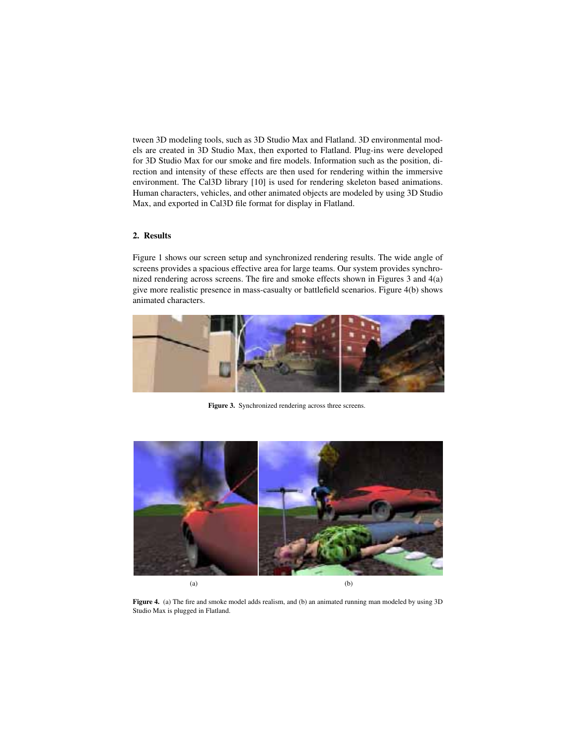tween 3D modeling tools, such as 3D Studio Max and Flatland. 3D environmental models are created in 3D Studio Max, then exported to Flatland. Plug-ins were developed for 3D Studio Max for our smoke and fire models. Information such as the position, direction and intensity of these effects are then used for rendering within the immersive environment. The Cal3D library [10] is used for rendering skeleton based animations. Human characters, vehicles, and other animated objects are modeled by using 3D Studio Max, and exported in Cal3D file format for display in Flatland.

## 2. Results

Figure 1 shows our screen setup and synchronized rendering results. The wide angle of screens provides a spacious effective area for large teams. Our system provides synchronized rendering across screens. The fire and smoke effects shown in Figures 3 and 4(a) give more realistic presence in mass-casualty or battlefield scenarios. Figure 4(b) shows animated characters.

**Figure 3.** Synchronized rendering across three screens.

(a) (b)

**Figure 4.** (a) The fire and smoke model adds realism, and (b) an animated running man modeled by using 3D Studio Max is plugged in Flatland.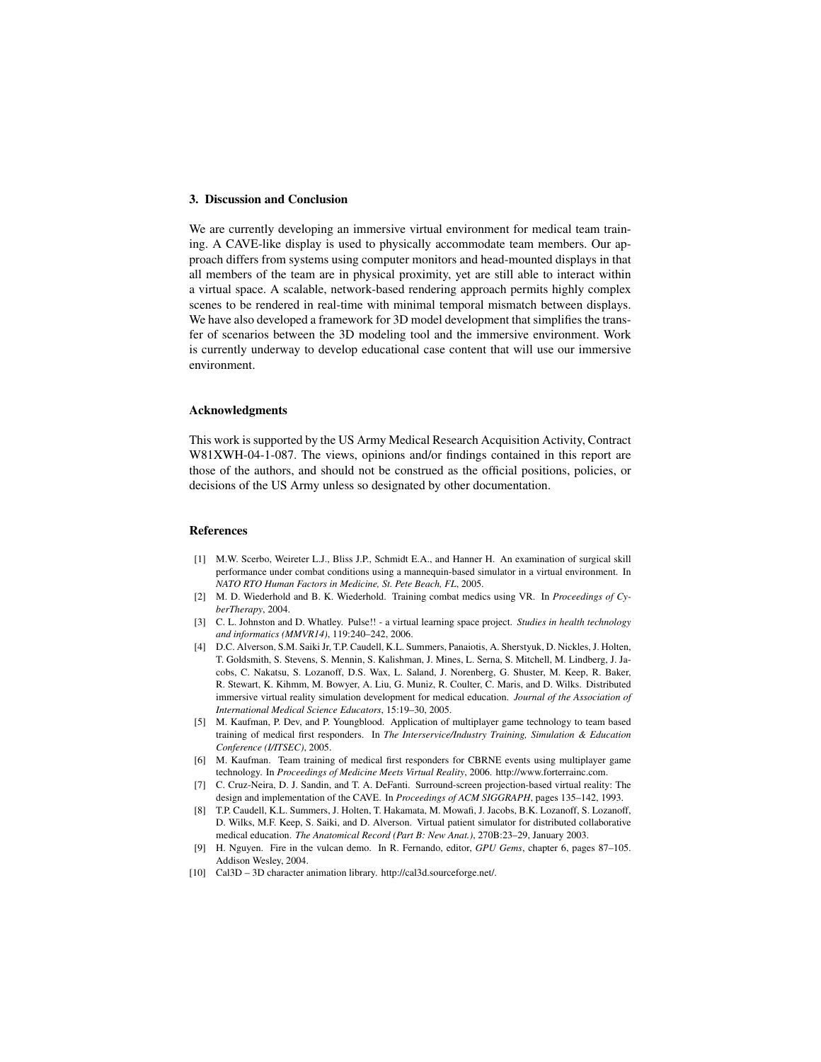## 3. Discussion and Conclusion

We are currently developing an immersive virtual environment for medical team training. A CAVE-like display is used to physically accommodate team members. Our approach differs from systems using computer monitors and head-mounted displays in that all members of the team are in physical proximity, yet are still able to interact within a virtual space. A scalable, network-based rendering approach permits highly complex scenes to be rendered in real-time with minimal temporal mismatch between displays. We have also developed a framework for 3D model development that simplifies the transfer of scenarios between the 3D modeling tool and the immersive environment. Work is currently underway to develop educational case content that will use our immersive environment.

### Acknowledgments

This work is supported by the US Army Medical Research Acquisition Activity, Contract W81XWH-04-1-087. The views, opinions and/or findings contained in this report are those of the authors, and should not be construed as the official positions, policies, or decisions of the US Army unless so designated by other documentation.

### References

[1] M.W. Scerbo, Weireter L.J., Bliss J.P., Schmidt E.A., and Hanner H. An examination of surgical skill performance under combat conditions using a mannequin-based simulator in a virtual environment. In *NATO RTO Human Factors in Medicine, St. Pete Beach, FL*, 2005.

[2] M. D. Wiederhold and B. K. Wiederhold. Training combat medics using VR. In *Proceedings of CyberTherapy*, 2004.

[3] C. L. Johnston and D. Whatley. Pulse!! - a virtual learning space project. *Studies in health technology and informatics (MMVR14)*, 119:240–242, 2006.

[4] D.C. Alverson, S.M. Saiki Jr, T.P. Caudell, K.L. Summers, Panaiotis, A. Sherstyuk, D. Nickles, J. Holten, T. Goldsmith, S. Stevens, S. Mennin, S. Kalishman, J. Mines, L. Serna, S. Mitchell, M. Lindberg, J. Jacobs, C. Nakatsu, S. Lozanoff, D.S. Wax, L. Saland, J. Norenberg, G. Shuster, M. Keep, R. Baker, R. Stewart, K. Kihmm, M. Bowyer, A. Liu, G. Muniz, R. Coulter, C. Maris, and D. Wilks. Distributed immersive virtual reality simulation development for medical education. *Journal of the Association of International Medical Science Educators*, 15:19–30, 2005.

[5] M. Kaufman, P. Dev, and P. Youngblood. Application of multiplayer game technology to team based training of medical first responders. In *The Interservice/Industry Training, Simulation & Education Conference (I/ITSEC)*, 2005.

[6] M. Kaufman. Team training of medical first responders for CBRNE events using multiplayer game technology. In *Proceedings of Medicine Meets Virtual Reality*, 2006. http://www.forterrainc.com.

[7] C. Cruz-Neira, D. J. Sandin, and T. A. DeFanti. Surround-screen projection-based virtual reality: The design and implementation of the CAVE. In *Proceedings of ACM SIGGRAPH*, pages 135–142, 1993.

[8] T.P. Caudell, K.L. Summers, J. Holten, T. Hakamata, M. Mowafi, J. Jacobs, B.K. Lozanoff, S. Lozanoff, D. Wilks, M.F. Keep, S. Saiki, and D. Alverson. Virtual patient simulator for distributed collaborative medical education. *The Anatomical Record (Part B: New Anat.)*, 270B:23–29, January 2003.

[9] H. Nguyen. Fire in the vulcan demo. In R. Fernando, editor, *GPU Gems*, chapter 6, pages 87–105. Addison Wesley, 2004.

[10] Cal3D – 3D character animation library. http://cal3d.sourceforge.net/.